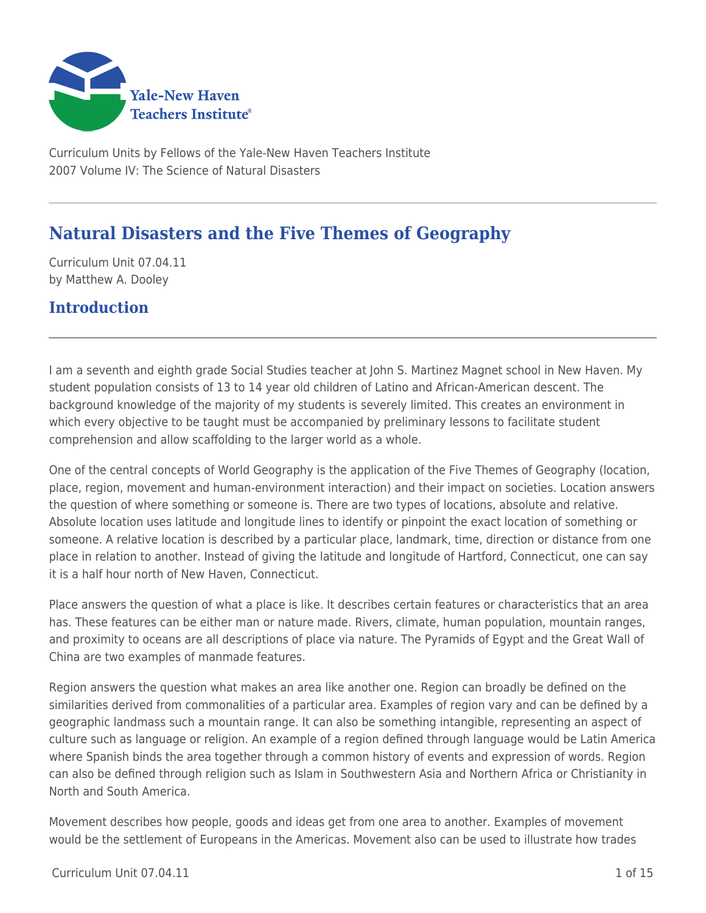Curriculum Units by Fellows of the Yale-New Haven Teachers Institute
2007 Volume IV: The Science of Natural Disasters

# Natural Disasters and the Five Themes of Geography

Curriculum Unit 07.04.11
by Matthew A. Dooley

## Introduction

I am a seventh and eighth grade Social Studies teacher at John S. Martinez Magnet school in New Haven. My student population consists of 13 to 14 year old children of Latino and African-American descent. The background knowledge of the majority of my students is severely limited. This creates an environment in which every objective to be taught must be accompanied by preliminary lessons to facilitate student comprehension and allow scaffolding to the larger world as a whole.

One of the central concepts of World Geography is the application of the Five Themes of Geography (location, place, region, movement and human-environment interaction) and their impact on societies. Location answers the question of where something or someone is. There are two types of locations, absolute and relative. Absolute location uses latitude and longitude lines to identify or pinpoint the exact location of something or someone. A relative location is described by a particular place, landmark, time, direction or distance from one place in relation to another. Instead of giving the latitude and longitude of Hartford, Connecticut, one can say it is a half hour north of New Haven, Connecticut.

Place answers the question of what a place is like. It describes certain features or characteristics that an area has. These features can be either man or nature made. Rivers, climate, human population, mountain ranges, and proximity to oceans are all descriptions of place via nature. The Pyramids of Egypt and the Great Wall of China are two examples of manmade features.

Region answers the question what makes an area like another one. Region can broadly be defined on the similarities derived from commonalities of a particular area. Examples of region vary and can be defined by a geographic landmass such a mountain range. It can also be something intangible, representing an aspect of culture such as language or religion. An example of a region defined through language would be Latin America where Spanish binds the area together through a common history of events and expression of words. Region can also be defined through religion such as Islam in Southwestern Asia and Northern Africa or Christianity in North and South America.

Movement describes how people, goods and ideas get from one area to another. Examples of movement would be the settlement of Europeans in the Americas. Movement also can be used to illustrate how trades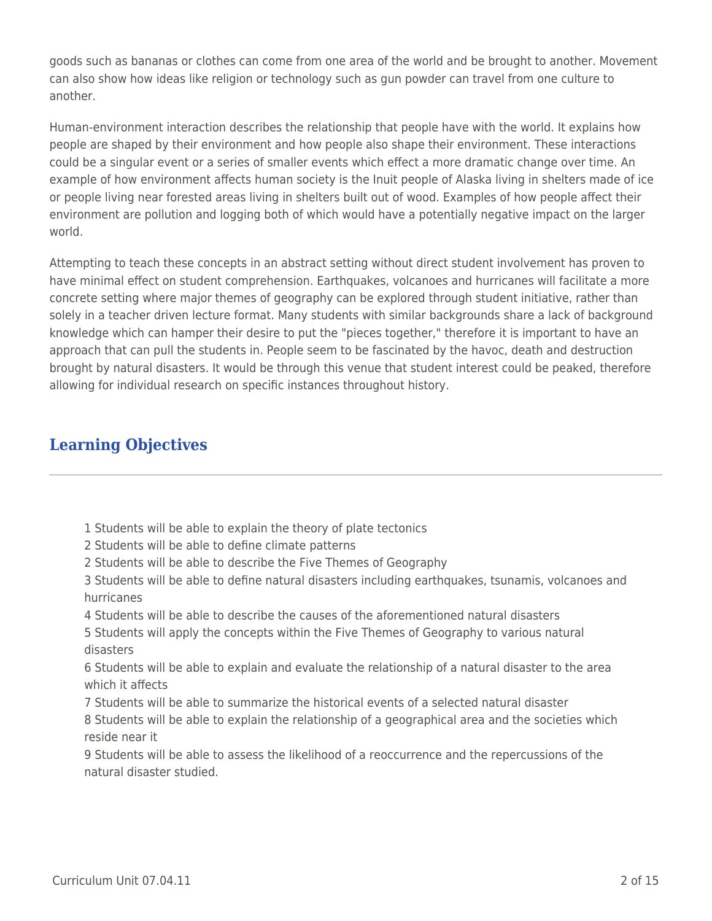goods such as bananas or clothes can come from one area of the world and be brought to another. Movement can also show how ideas like religion or technology such as gun powder can travel from one culture to another.

Human-environment interaction describes the relationship that people have with the world. It explains how people are shaped by their environment and how people also shape their environment. These interactions could be a singular event or a series of smaller events which effect a more dramatic change over time. An example of how environment affects human society is the Inuit people of Alaska living in shelters made of ice or people living near forested areas living in shelters built out of wood. Examples of how people affect their environment are pollution and logging both of which would have a potentially negative impact on the larger world.

Attempting to teach these concepts in an abstract setting without direct student involvement has proven to have minimal effect on student comprehension. Earthquakes, volcanoes and hurricanes will facilitate a more concrete setting where major themes of geography can be explored through student initiative, rather than solely in a teacher driven lecture format. Many students with similar backgrounds share a lack of background knowledge which can hamper their desire to put the "pieces together," therefore it is important to have an approach that can pull the students in. People seem to be fascinated by the havoc, death and destruction brought by natural disasters. It would be through this venue that student interest could be peaked, therefore allowing for individual research on specific instances throughout history.

## Learning Objectives

1 Students will be able to explain the theory of plate tectonics
2 Students will be able to define climate patterns
2 Students will be able to describe the Five Themes of Geography
3 Students will be able to define natural disasters including earthquakes, tsunamis, volcanoes and hurricanes
4 Students will be able to describe the causes of the aforementioned natural disasters
5 Students will apply the concepts within the Five Themes of Geography to various natural disasters
6 Students will be able to explain and evaluate the relationship of a natural disaster to the area which it affects
7 Students will be able to summarize the historical events of a selected natural disaster
8 Students will be able to explain the relationship of a geographical area and the societies which reside near it
9 Students will be able to assess the likelihood of a reoccurrence and the repercussions of the natural disaster studied.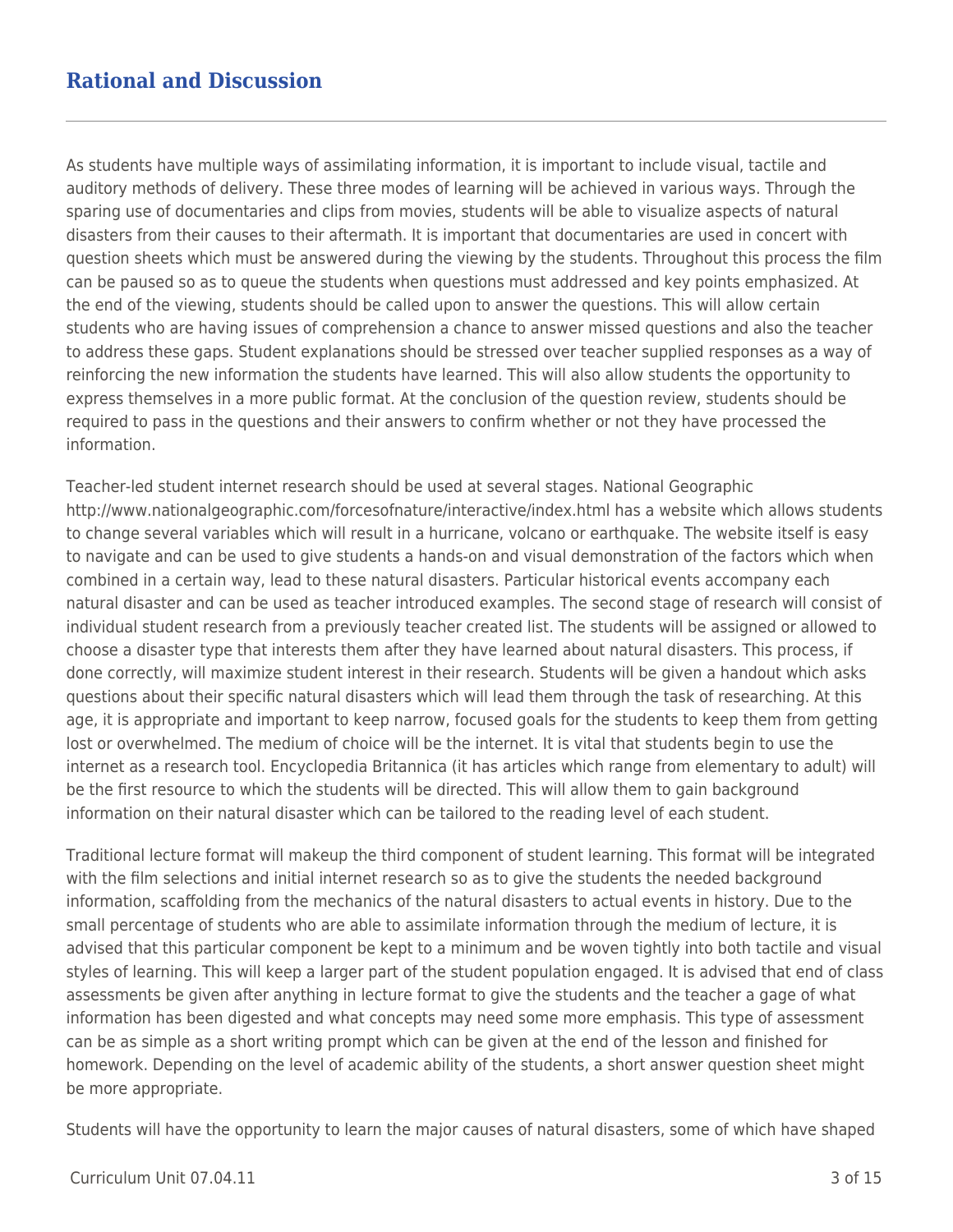## Rational and Discussion

As students have multiple ways of assimilating information, it is important to include visual, tactile and auditory methods of delivery. These three modes of learning will be achieved in various ways. Through the sparing use of documentaries and clips from movies, students will be able to visualize aspects of natural disasters from their causes to their aftermath. It is important that documentaries are used in concert with question sheets which must be answered during the viewing by the students. Throughout this process the film can be paused so as to queue the students when questions must addressed and key points emphasized. At the end of the viewing, students should be called upon to answer the questions. This will allow certain students who are having issues of comprehension a chance to answer missed questions and also the teacher to address these gaps. Student explanations should be stressed over teacher supplied responses as a way of reinforcing the new information the students have learned. This will also allow students the opportunity to express themselves in a more public format. At the conclusion of the question review, students should be required to pass in the questions and their answers to confirm whether or not they have processed the information.

Teacher-led student internet research should be used at several stages. National Geographic http://www.nationalgeographic.com/forcesofnature/interactive/index.html has a website which allows students to change several variables which will result in a hurricane, volcano or earthquake. The website itself is easy to navigate and can be used to give students a hands-on and visual demonstration of the factors which when combined in a certain way, lead to these natural disasters. Particular historical events accompany each natural disaster and can be used as teacher introduced examples. The second stage of research will consist of individual student research from a previously teacher created list. The students will be assigned or allowed to choose a disaster type that interests them after they have learned about natural disasters. This process, if done correctly, will maximize student interest in their research. Students will be given a handout which asks questions about their specific natural disasters which will lead them through the task of researching. At this age, it is appropriate and important to keep narrow, focused goals for the students to keep them from getting lost or overwhelmed. The medium of choice will be the internet. It is vital that students begin to use the internet as a research tool. Encyclopedia Britannica (it has articles which range from elementary to adult) will be the first resource to which the students will be directed. This will allow them to gain background information on their natural disaster which can be tailored to the reading level of each student.

Traditional lecture format will makeup the third component of student learning. This format will be integrated with the film selections and initial internet research so as to give the students the needed background information, scaffolding from the mechanics of the natural disasters to actual events in history. Due to the small percentage of students who are able to assimilate information through the medium of lecture, it is advised that this particular component be kept to a minimum and be woven tightly into both tactile and visual styles of learning. This will keep a larger part of the student population engaged. It is advised that end of class assessments be given after anything in lecture format to give the students and the teacher a gage of what information has been digested and what concepts may need some more emphasis. This type of assessment can be as simple as a short writing prompt which can be given at the end of the lesson and finished for homework. Depending on the level of academic ability of the students, a short answer question sheet might be more appropriate.

Students will have the opportunity to learn the major causes of natural disasters, some of which have shaped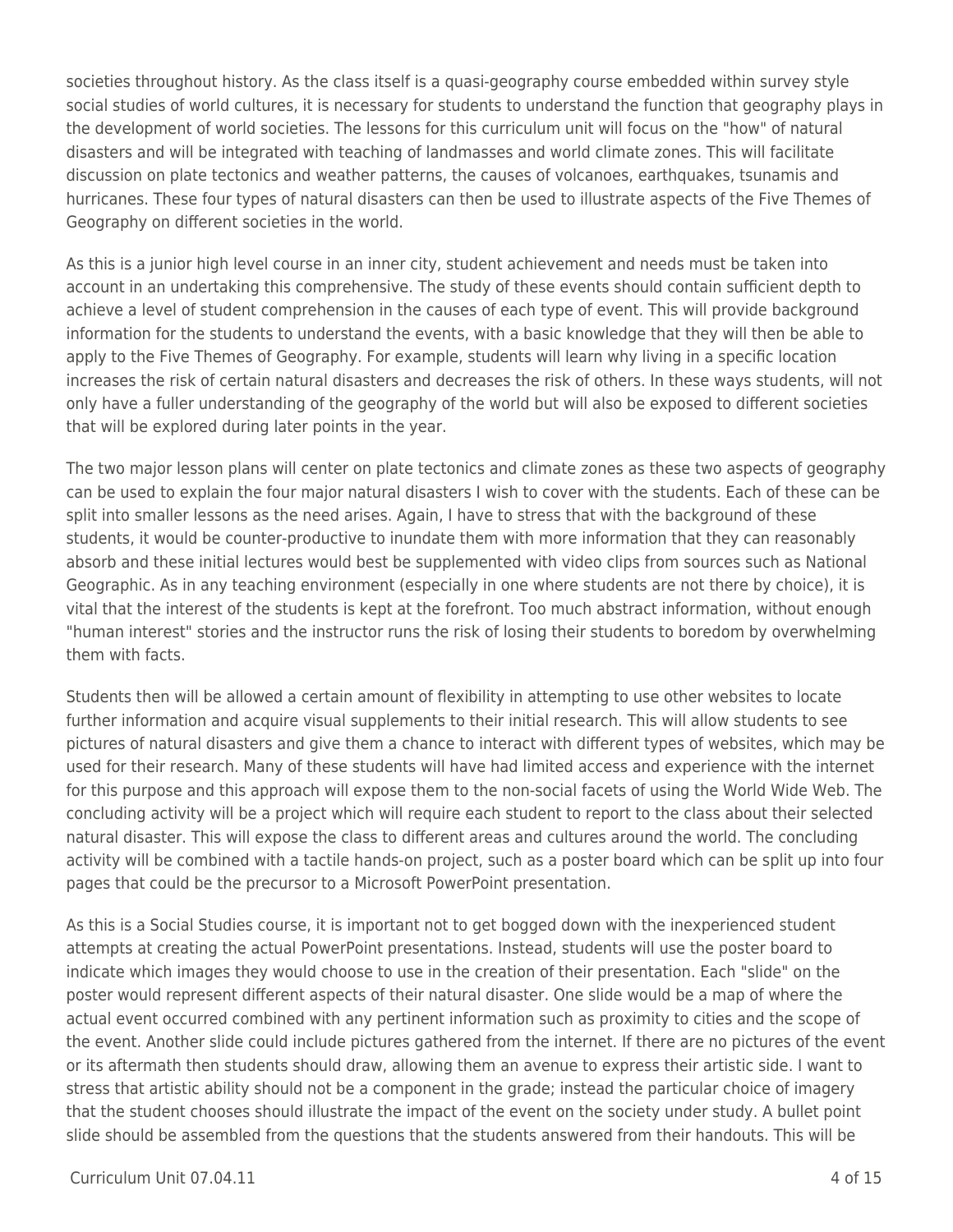societies throughout history. As the class itself is a quasi-geography course embedded within survey style social studies of world cultures, it is necessary for students to understand the function that geography plays in the development of world societies. The lessons for this curriculum unit will focus on the "how" of natural disasters and will be integrated with teaching of landmasses and world climate zones. This will facilitate discussion on plate tectonics and weather patterns, the causes of volcanoes, earthquakes, tsunamis and hurricanes. These four types of natural disasters can then be used to illustrate aspects of the Five Themes of Geography on different societies in the world.

As this is a junior high level course in an inner city, student achievement and needs must be taken into account in an undertaking this comprehensive. The study of these events should contain sufficient depth to achieve a level of student comprehension in the causes of each type of event. This will provide background information for the students to understand the events, with a basic knowledge that they will then be able to apply to the Five Themes of Geography. For example, students will learn why living in a specific location increases the risk of certain natural disasters and decreases the risk of others. In these ways students, will not only have a fuller understanding of the geography of the world but will also be exposed to different societies that will be explored during later points in the year.

The two major lesson plans will center on plate tectonics and climate zones as these two aspects of geography can be used to explain the four major natural disasters I wish to cover with the students. Each of these can be split into smaller lessons as the need arises. Again, I have to stress that with the background of these students, it would be counter-productive to inundate them with more information that they can reasonably absorb and these initial lectures would best be supplemented with video clips from sources such as National Geographic. As in any teaching environment (especially in one where students are not there by choice), it is vital that the interest of the students is kept at the forefront. Too much abstract information, without enough "human interest" stories and the instructor runs the risk of losing their students to boredom by overwhelming them with facts.

Students then will be allowed a certain amount of flexibility in attempting to use other websites to locate further information and acquire visual supplements to their initial research. This will allow students to see pictures of natural disasters and give them a chance to interact with different types of websites, which may be used for their research. Many of these students will have had limited access and experience with the internet for this purpose and this approach will expose them to the non-social facets of using the World Wide Web. The concluding activity will be a project which will require each student to report to the class about their selected natural disaster. This will expose the class to different areas and cultures around the world. The concluding activity will be combined with a tactile hands-on project, such as a poster board which can be split up into four pages that could be the precursor to a Microsoft PowerPoint presentation.

As this is a Social Studies course, it is important not to get bogged down with the inexperienced student attempts at creating the actual PowerPoint presentations. Instead, students will use the poster board to indicate which images they would choose to use in the creation of their presentation. Each "slide" on the poster would represent different aspects of their natural disaster. One slide would be a map of where the actual event occurred combined with any pertinent information such as proximity to cities and the scope of the event. Another slide could include pictures gathered from the internet. If there are no pictures of the event or its aftermath then students should draw, allowing them an avenue to express their artistic side. I want to stress that artistic ability should not be a component in the grade; instead the particular choice of imagery that the student chooses should illustrate the impact of the event on the society under study. A bullet point slide should be assembled from the questions that the students answered from their handouts. This will be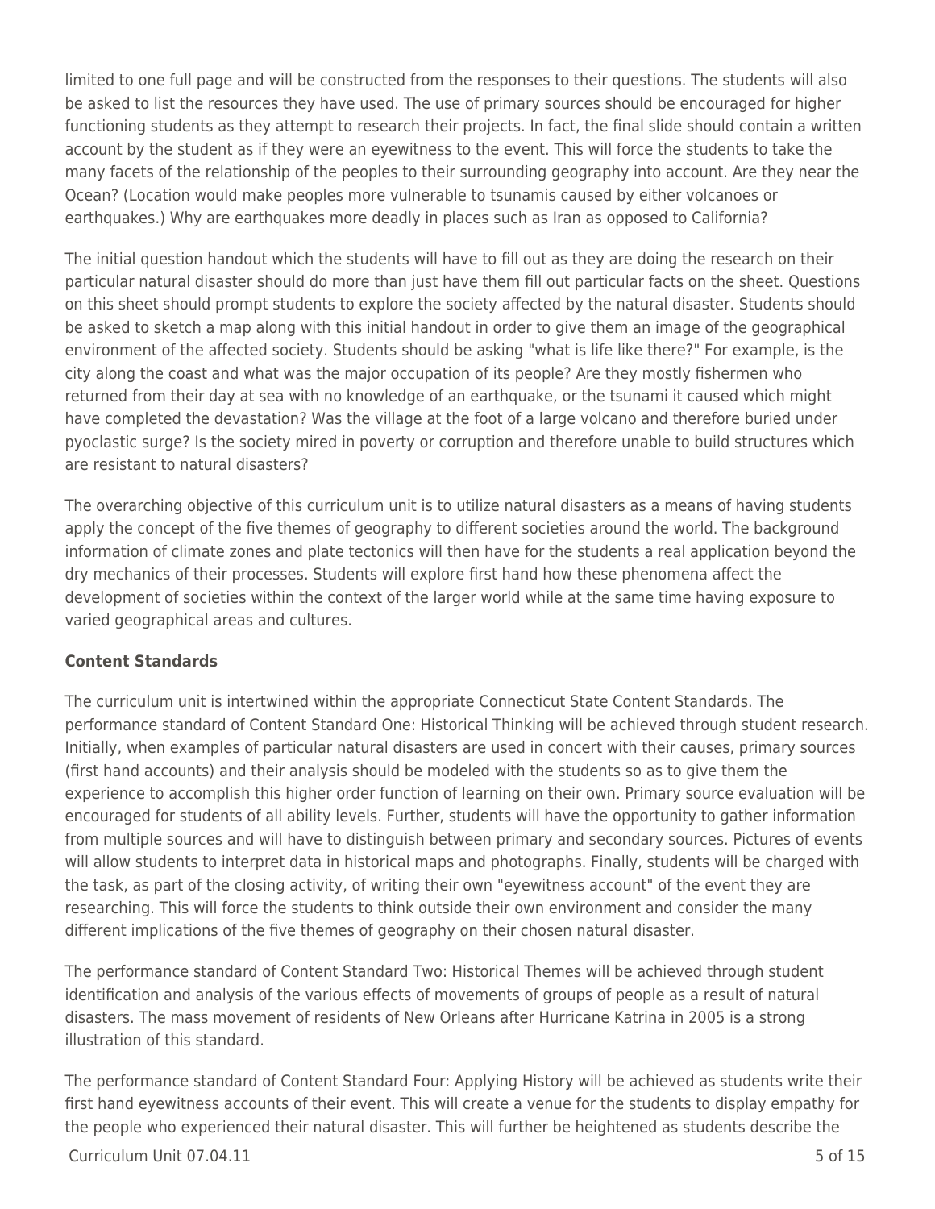limited to one full page and will be constructed from the responses to their questions. The students will also be asked to list the resources they have used. The use of primary sources should be encouraged for higher functioning students as they attempt to research their projects. In fact, the final slide should contain a written account by the student as if they were an eyewitness to the event. This will force the students to take the many facets of the relationship of the peoples to their surrounding geography into account. Are they near the Ocean? (Location would make peoples more vulnerable to tsunamis caused by either volcanoes or earthquakes.) Why are earthquakes more deadly in places such as Iran as opposed to California?

The initial question handout which the students will have to fill out as they are doing the research on their particular natural disaster should do more than just have them fill out particular facts on the sheet. Questions on this sheet should prompt students to explore the society affected by the natural disaster. Students should be asked to sketch a map along with this initial handout in order to give them an image of the geographical environment of the affected society. Students should be asking "what is life like there?" For example, is the city along the coast and what was the major occupation of its people? Are they mostly fishermen who returned from their day at sea with no knowledge of an earthquake, or the tsunami it caused which might have completed the devastation? Was the village at the foot of a large volcano and therefore buried under pyoclastic surge? Is the society mired in poverty or corruption and therefore unable to build structures which are resistant to natural disasters?

The overarching objective of this curriculum unit is to utilize natural disasters as a means of having students apply the concept of the five themes of geography to different societies around the world. The background information of climate zones and plate tectonics will then have for the students a real application beyond the dry mechanics of their processes. Students will explore first hand how these phenomena affect the development of societies within the context of the larger world while at the same time having exposure to varied geographical areas and cultures.

**Content Standards**

The curriculum unit is intertwined within the appropriate Connecticut State Content Standards. The performance standard of Content Standard One: Historical Thinking will be achieved through student research. Initially, when examples of particular natural disasters are used in concert with their causes, primary sources (first hand accounts) and their analysis should be modeled with the students so as to give them the experience to accomplish this higher order function of learning on their own. Primary source evaluation will be encouraged for students of all ability levels. Further, students will have the opportunity to gather information from multiple sources and will have to distinguish between primary and secondary sources. Pictures of events will allow students to interpret data in historical maps and photographs. Finally, students will be charged with the task, as part of the closing activity, of writing their own "eyewitness account" of the event they are researching. This will force the students to think outside their own environment and consider the many different implications of the five themes of geography on their chosen natural disaster.

The performance standard of Content Standard Two: Historical Themes will be achieved through student identification and analysis of the various effects of movements of groups of people as a result of natural disasters. The mass movement of residents of New Orleans after Hurricane Katrina in 2005 is a strong illustration of this standard.

The performance standard of Content Standard Four: Applying History will be achieved as students write their first hand eyewitness accounts of their event. This will create a venue for the students to display empathy for the people who experienced their natural disaster. This will further be heightened as students describe the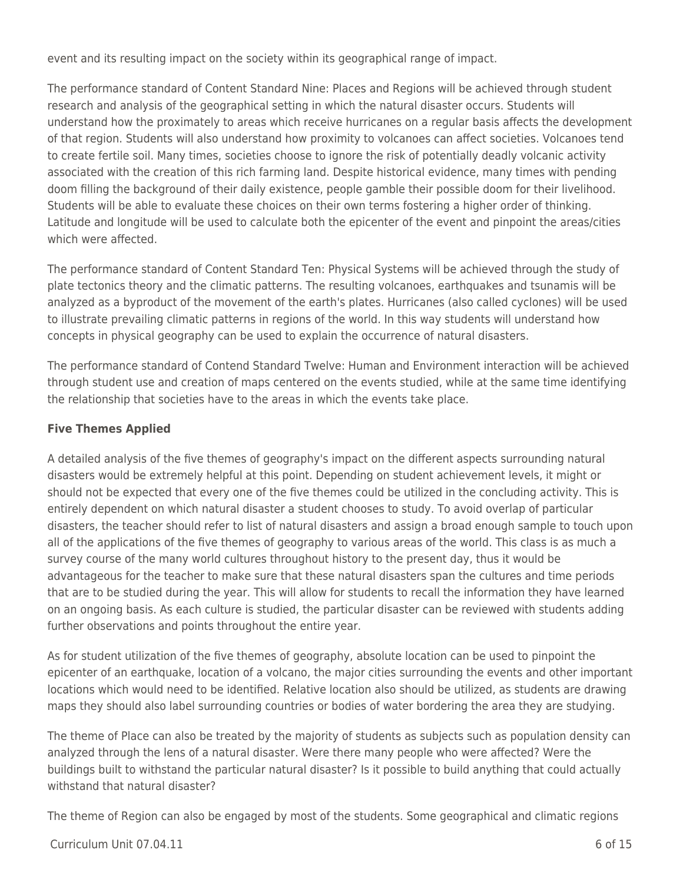event and its resulting impact on the society within its geographical range of impact.

The performance standard of Content Standard Nine: Places and Regions will be achieved through student research and analysis of the geographical setting in which the natural disaster occurs. Students will understand how the proximately to areas which receive hurricanes on a regular basis affects the development of that region. Students will also understand how proximity to volcanoes can affect societies. Volcanoes tend to create fertile soil. Many times, societies choose to ignore the risk of potentially deadly volcanic activity associated with the creation of this rich farming land. Despite historical evidence, many times with pending doom filling the background of their daily existence, people gamble their possible doom for their livelihood. Students will be able to evaluate these choices on their own terms fostering a higher order of thinking. Latitude and longitude will be used to calculate both the epicenter of the event and pinpoint the areas/cities which were affected.

The performance standard of Content Standard Ten: Physical Systems will be achieved through the study of plate tectonics theory and the climatic patterns. The resulting volcanoes, earthquakes and tsunamis will be analyzed as a byproduct of the movement of the earth's plates. Hurricanes (also called cyclones) will be used to illustrate prevailing climatic patterns in regions of the world. In this way students will understand how concepts in physical geography can be used to explain the occurrence of natural disasters.

The performance standard of Contend Standard Twelve: Human and Environment interaction will be achieved through student use and creation of maps centered on the events studied, while at the same time identifying the relationship that societies have to the areas in which the events take place.

**Five Themes Applied**

A detailed analysis of the five themes of geography's impact on the different aspects surrounding natural disasters would be extremely helpful at this point. Depending on student achievement levels, it might or should not be expected that every one of the five themes could be utilized in the concluding activity. This is entirely dependent on which natural disaster a student chooses to study. To avoid overlap of particular disasters, the teacher should refer to list of natural disasters and assign a broad enough sample to touch upon all of the applications of the five themes of geography to various areas of the world. This class is as much a survey course of the many world cultures throughout history to the present day, thus it would be advantageous for the teacher to make sure that these natural disasters span the cultures and time periods that are to be studied during the year. This will allow for students to recall the information they have learned on an ongoing basis. As each culture is studied, the particular disaster can be reviewed with students adding further observations and points throughout the entire year.

As for student utilization of the five themes of geography, absolute location can be used to pinpoint the epicenter of an earthquake, location of a volcano, the major cities surrounding the events and other important locations which would need to be identified. Relative location also should be utilized, as students are drawing maps they should also label surrounding countries or bodies of water bordering the area they are studying.

The theme of Place can also be treated by the majority of students as subjects such as population density can analyzed through the lens of a natural disaster. Were there many people who were affected? Were the buildings built to withstand the particular natural disaster? Is it possible to build anything that could actually withstand that natural disaster?

The theme of Region can also be engaged by most of the students. Some geographical and climatic regions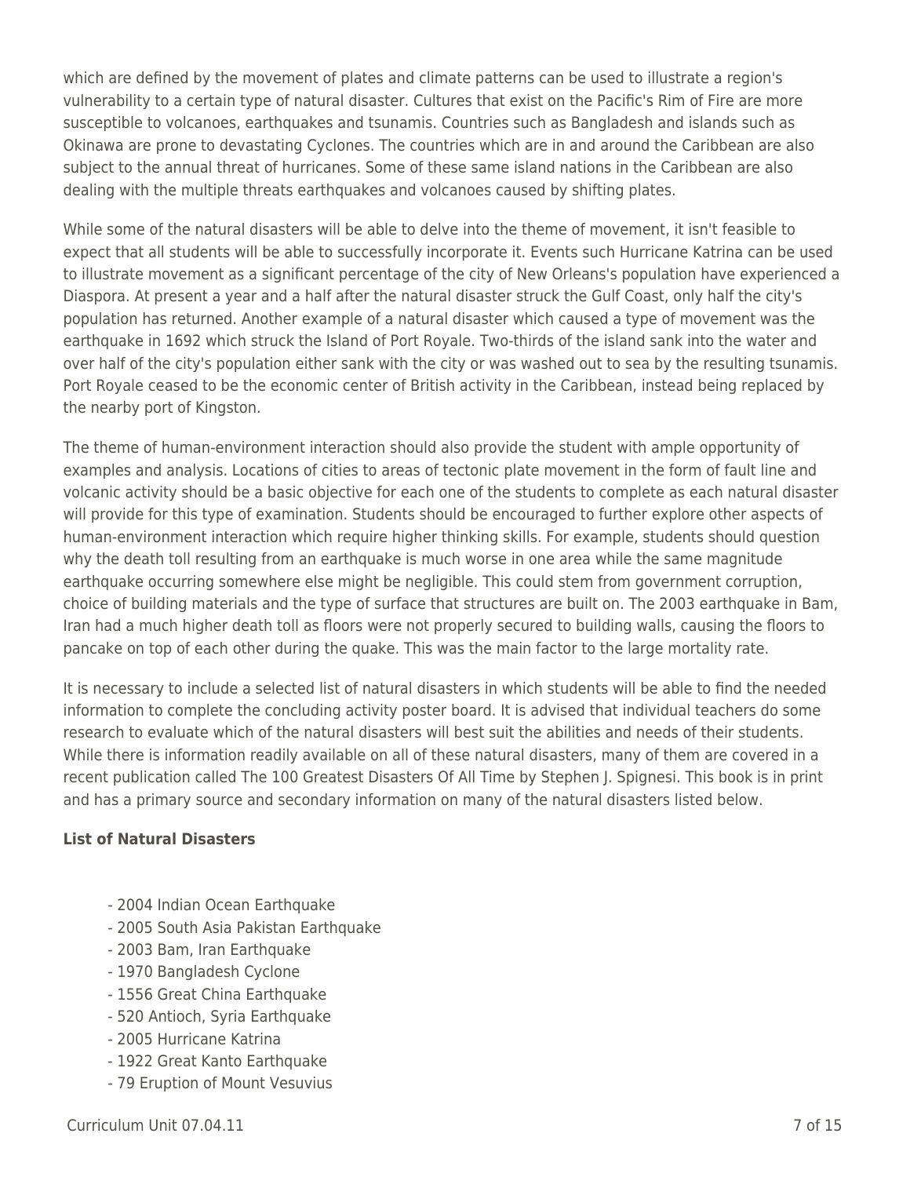which are defined by the movement of plates and climate patterns can be used to illustrate a region's vulnerability to a certain type of natural disaster. Cultures that exist on the Pacific's Rim of Fire are more susceptible to volcanoes, earthquakes and tsunamis. Countries such as Bangladesh and islands such as Okinawa are prone to devastating Cyclones. The countries which are in and around the Caribbean are also subject to the annual threat of hurricanes. Some of these same island nations in the Caribbean are also dealing with the multiple threats earthquakes and volcanoes caused by shifting plates.

While some of the natural disasters will be able to delve into the theme of movement, it isn't feasible to expect that all students will be able to successfully incorporate it. Events such Hurricane Katrina can be used to illustrate movement as a significant percentage of the city of New Orleans's population have experienced a Diaspora. At present a year and a half after the natural disaster struck the Gulf Coast, only half the city's population has returned. Another example of a natural disaster which caused a type of movement was the earthquake in 1692 which struck the Island of Port Royale. Two-thirds of the island sank into the water and over half of the city's population either sank with the city or was washed out to sea by the resulting tsunamis. Port Royale ceased to be the economic center of British activity in the Caribbean, instead being replaced by the nearby port of Kingston.

The theme of human-environment interaction should also provide the student with ample opportunity of examples and analysis. Locations of cities to areas of tectonic plate movement in the form of fault line and volcanic activity should be a basic objective for each one of the students to complete as each natural disaster will provide for this type of examination. Students should be encouraged to further explore other aspects of human-environment interaction which require higher thinking skills. For example, students should question why the death toll resulting from an earthquake is much worse in one area while the same magnitude earthquake occurring somewhere else might be negligible. This could stem from government corruption, choice of building materials and the type of surface that structures are built on. The 2003 earthquake in Bam, Iran had a much higher death toll as floors were not properly secured to building walls, causing the floors to pancake on top of each other during the quake. This was the main factor to the large mortality rate.

It is necessary to include a selected list of natural disasters in which students will be able to find the needed information to complete the concluding activity poster board. It is advised that individual teachers do some research to evaluate which of the natural disasters will best suit the abilities and needs of their students. While there is information readily available on all of these natural disasters, many of them are covered in a recent publication called The 100 Greatest Disasters Of All Time by Stephen J. Spignesi. This book is in print and has a primary source and secondary information on many of the natural disasters listed below.

**List of Natural Disasters**

- 2004 Indian Ocean Earthquake
- 2005 South Asia Pakistan Earthquake
- 2003 Bam, Iran Earthquake
- 1970 Bangladesh Cyclone
- 1556 Great China Earthquake
- 520 Antioch, Syria Earthquake
- 2005 Hurricane Katrina
- 1922 Great Kanto Earthquake
- 79 Eruption of Mount Vesuvius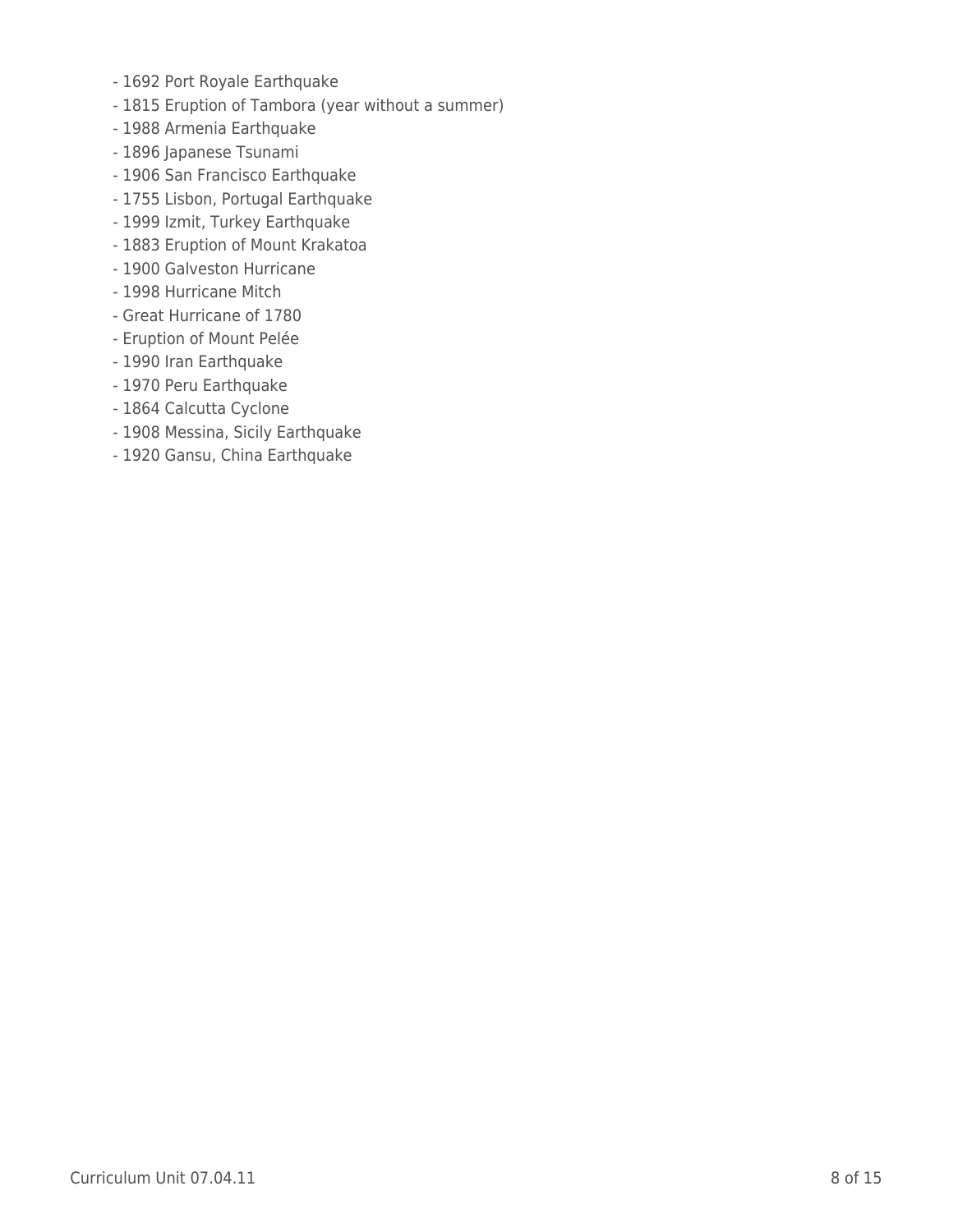- 1692 Port Royale Earthquake
- 1815 Eruption of Tambora (year without a summer)
- 1988 Armenia Earthquake
- 1896 Japanese Tsunami
- 1906 San Francisco Earthquake
- 1755 Lisbon, Portugal Earthquake
- 1999 Izmit, Turkey Earthquake
- 1883 Eruption of Mount Krakatoa
- 1900 Galveston Hurricane
- 1998 Hurricane Mitch
- Great Hurricane of 1780
- Eruption of Mount Pelée
- 1990 Iran Earthquake
- 1970 Peru Earthquake
- 1864 Calcutta Cyclone
- 1908 Messina, Sicily Earthquake
- 1920 Gansu, China Earthquake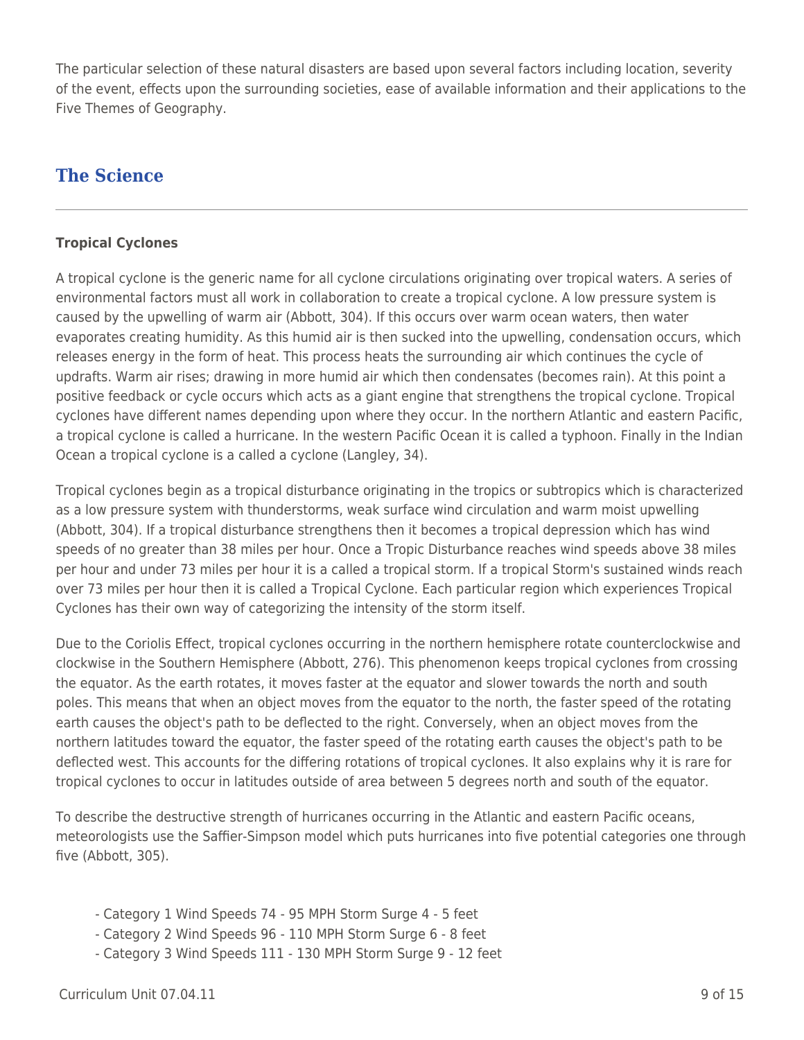The particular selection of these natural disasters are based upon several factors including location, severity of the event, effects upon the surrounding societies, ease of available information and their applications to the Five Themes of Geography.

## The Science

**Tropical Cyclones**

A tropical cyclone is the generic name for all cyclone circulations originating over tropical waters. A series of environmental factors must all work in collaboration to create a tropical cyclone. A low pressure system is caused by the upwelling of warm air (Abbott, 304). If this occurs over warm ocean waters, then water evaporates creating humidity. As this humid air is then sucked into the upwelling, condensation occurs, which releases energy in the form of heat. This process heats the surrounding air which continues the cycle of updrafts. Warm air rises; drawing in more humid air which then condensates (becomes rain). At this point a positive feedback or cycle occurs which acts as a giant engine that strengthens the tropical cyclone. Tropical cyclones have different names depending upon where they occur. In the northern Atlantic and eastern Pacific, a tropical cyclone is called a hurricane. In the western Pacific Ocean it is called a typhoon. Finally in the Indian Ocean a tropical cyclone is a called a cyclone (Langley, 34).

Tropical cyclones begin as a tropical disturbance originating in the tropics or subtropics which is characterized as a low pressure system with thunderstorms, weak surface wind circulation and warm moist upwelling (Abbott, 304). If a tropical disturbance strengthens then it becomes a tropical depression which has wind speeds of no greater than 38 miles per hour. Once a Tropic Disturbance reaches wind speeds above 38 miles per hour and under 73 miles per hour it is a called a tropical storm. If a tropical Storm's sustained winds reach over 73 miles per hour then it is called a Tropical Cyclone. Each particular region which experiences Tropical Cyclones has their own way of categorizing the intensity of the storm itself.

Due to the Coriolis Effect, tropical cyclones occurring in the northern hemisphere rotate counterclockwise and clockwise in the Southern Hemisphere (Abbott, 276). This phenomenon keeps tropical cyclones from crossing the equator. As the earth rotates, it moves faster at the equator and slower towards the north and south poles. This means that when an object moves from the equator to the north, the faster speed of the rotating earth causes the object's path to be deflected to the right. Conversely, when an object moves from the northern latitudes toward the equator, the faster speed of the rotating earth causes the object's path to be deflected west. This accounts for the differing rotations of tropical cyclones. It also explains why it is rare for tropical cyclones to occur in latitudes outside of area between 5 degrees north and south of the equator.

To describe the destructive strength of hurricanes occurring in the Atlantic and eastern Pacific oceans, meteorologists use the Saffier-Simpson model which puts hurricanes into five potential categories one through five (Abbott, 305).

- Category 1 Wind Speeds 74 - 95 MPH Storm Surge 4 - 5 feet
- Category 2 Wind Speeds 96 - 110 MPH Storm Surge 6 - 8 feet
- Category 3 Wind Speeds 111 - 130 MPH Storm Surge 9 - 12 feet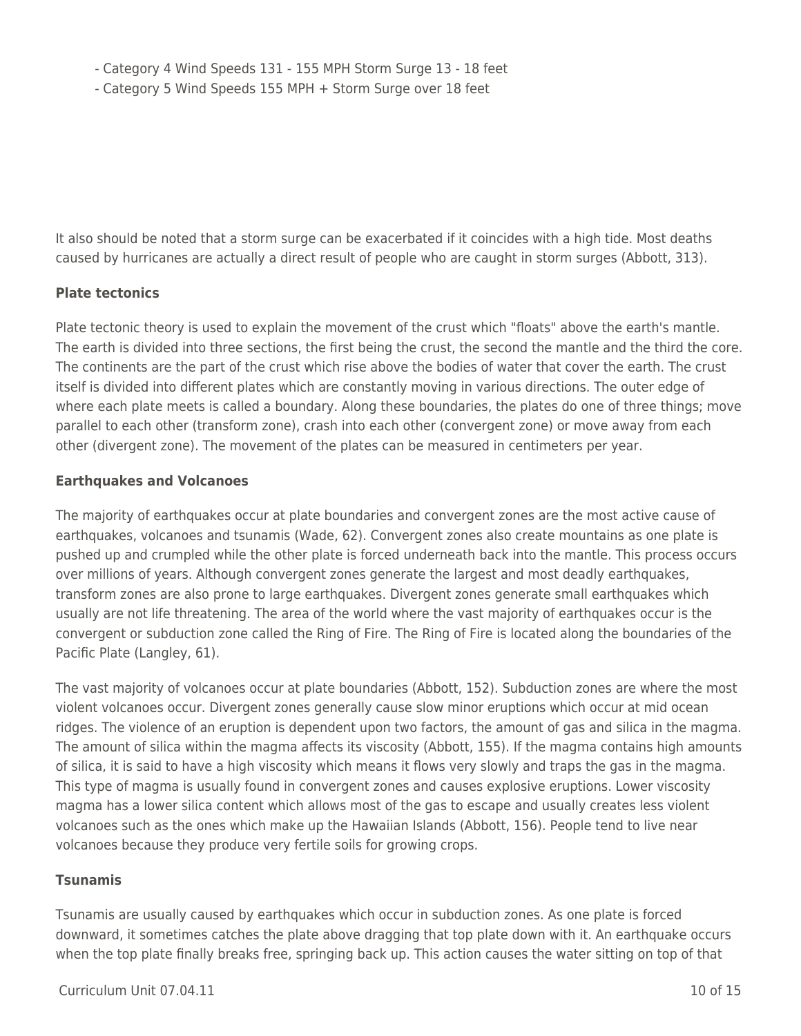- Category 4 Wind Speeds 131 - 155 MPH Storm Surge 13 - 18 feet
- Category 5 Wind Speeds 155 MPH + Storm Surge over 18 feet

It also should be noted that a storm surge can be exacerbated if it coincides with a high tide. Most deaths caused by hurricanes are actually a direct result of people who are caught in storm surges (Abbott, 313).

**Plate tectonics**

Plate tectonic theory is used to explain the movement of the crust which "floats" above the earth's mantle. The earth is divided into three sections, the first being the crust, the second the mantle and the third the core. The continents are the part of the crust which rise above the bodies of water that cover the earth. The crust itself is divided into different plates which are constantly moving in various directions. The outer edge of where each plate meets is called a boundary. Along these boundaries, the plates do one of three things; move parallel to each other (transform zone), crash into each other (convergent zone) or move away from each other (divergent zone). The movement of the plates can be measured in centimeters per year.

**Earthquakes and Volcanoes**

The majority of earthquakes occur at plate boundaries and convergent zones are the most active cause of earthquakes, volcanoes and tsunamis (Wade, 62). Convergent zones also create mountains as one plate is pushed up and crumpled while the other plate is forced underneath back into the mantle. This process occurs over millions of years. Although convergent zones generate the largest and most deadly earthquakes, transform zones are also prone to large earthquakes. Divergent zones generate small earthquakes which usually are not life threatening. The area of the world where the vast majority of earthquakes occur is the convergent or subduction zone called the Ring of Fire. The Ring of Fire is located along the boundaries of the Pacific Plate (Langley, 61).

The vast majority of volcanoes occur at plate boundaries (Abbott, 152). Subduction zones are where the most violent volcanoes occur. Divergent zones generally cause slow minor eruptions which occur at mid ocean ridges. The violence of an eruption is dependent upon two factors, the amount of gas and silica in the magma. The amount of silica within the magma affects its viscosity (Abbott, 155). If the magma contains high amounts of silica, it is said to have a high viscosity which means it flows very slowly and traps the gas in the magma. This type of magma is usually found in convergent zones and causes explosive eruptions. Lower viscosity magma has a lower silica content which allows most of the gas to escape and usually creates less violent volcanoes such as the ones which make up the Hawaiian Islands (Abbott, 156). People tend to live near volcanoes because they produce very fertile soils for growing crops.

**Tsunamis**

Tsunamis are usually caused by earthquakes which occur in subduction zones. As one plate is forced downward, it sometimes catches the plate above dragging that top plate down with it. An earthquake occurs when the top plate finally breaks free, springing back up. This action causes the water sitting on top of that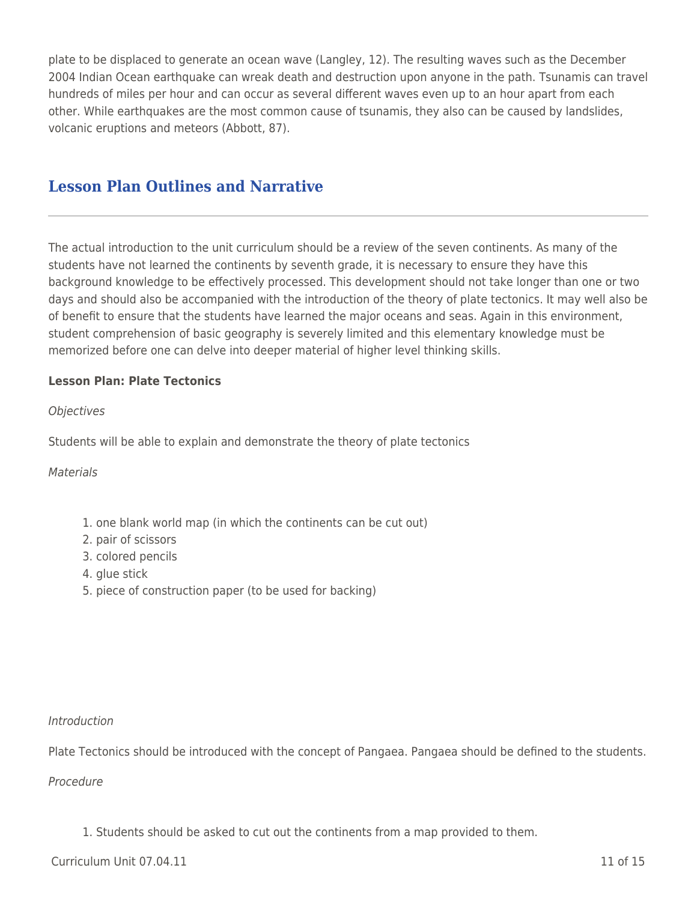plate to be displaced to generate an ocean wave (Langley, 12). The resulting waves such as the December 2004 Indian Ocean earthquake can wreak death and destruction upon anyone in the path. Tsunamis can travel hundreds of miles per hour and can occur as several different waves even up to an hour apart from each other. While earthquakes are the most common cause of tsunamis, they also can be caused by landslides, volcanic eruptions and meteors (Abbott, 87).

## Lesson Plan Outlines and Narrative

The actual introduction to the unit curriculum should be a review of the seven continents. As many of the students have not learned the continents by seventh grade, it is necessary to ensure they have this background knowledge to be effectively processed. This development should not take longer than one or two days and should also be accompanied with the introduction of the theory of plate tectonics. It may well also be of benefit to ensure that the students have learned the major oceans and seas. Again in this environment, student comprehension of basic geography is severely limited and this elementary knowledge must be memorized before one can delve into deeper material of higher level thinking skills.

**Lesson Plan: Plate Tectonics**

*Objectives*

Students will be able to explain and demonstrate the theory of plate tectonics

*Materials*

1. one blank world map (in which the continents can be cut out)
2. pair of scissors
3. colored pencils
4. glue stick
5. piece of construction paper (to be used for backing)

*Introduction*

Plate Tectonics should be introduced with the concept of Pangaea. Pangaea should be defined to the students.

*Procedure*

1. Students should be asked to cut out the continents from a map provided to them.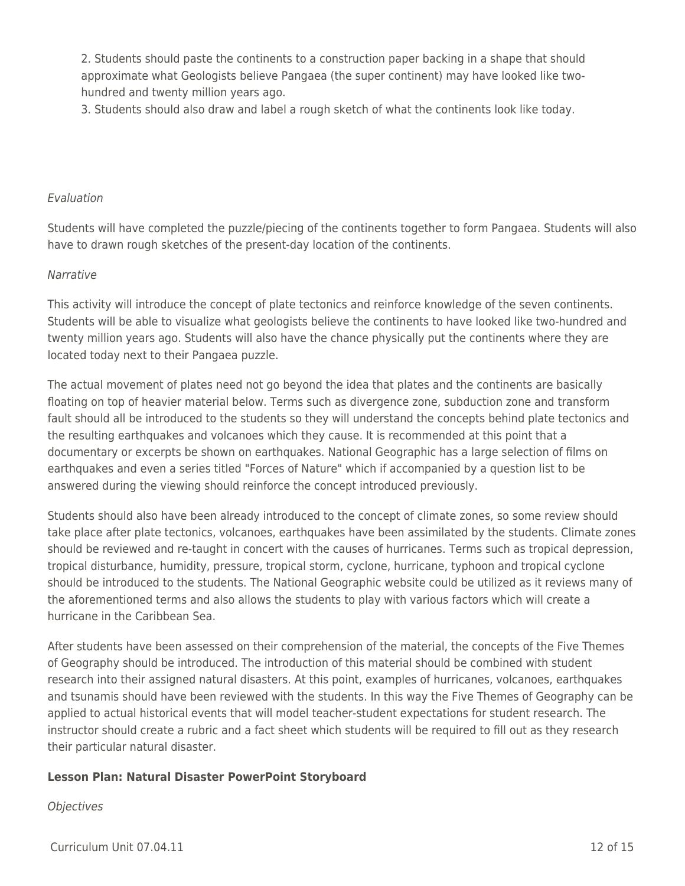2. Students should paste the continents to a construction paper backing in a shape that should approximate what Geologists believe Pangaea (the super continent) may have looked like two-hundred and twenty million years ago.
3. Students should also draw and label a rough sketch of what the continents look like today.

*Evaluation*

Students will have completed the puzzle/piecing of the continents together to form Pangaea. Students will also have to drawn rough sketches of the present-day location of the continents.

*Narrative*

This activity will introduce the concept of plate tectonics and reinforce knowledge of the seven continents. Students will be able to visualize what geologists believe the continents to have looked like two-hundred and twenty million years ago. Students will also have the chance physically put the continents where they are located today next to their Pangaea puzzle.

The actual movement of plates need not go beyond the idea that plates and the continents are basically floating on top of heavier material below. Terms such as divergence zone, subduction zone and transform fault should all be introduced to the students so they will understand the concepts behind plate tectonics and the resulting earthquakes and volcanoes which they cause. It is recommended at this point that a documentary or excerpts be shown on earthquakes. National Geographic has a large selection of films on earthquakes and even a series titled "Forces of Nature" which if accompanied by a question list to be answered during the viewing should reinforce the concept introduced previously.

Students should also have been already introduced to the concept of climate zones, so some review should take place after plate tectonics, volcanoes, earthquakes have been assimilated by the students. Climate zones should be reviewed and re-taught in concert with the causes of hurricanes. Terms such as tropical depression, tropical disturbance, humidity, pressure, tropical storm, cyclone, hurricane, typhoon and tropical cyclone should be introduced to the students. The National Geographic website could be utilized as it reviews many of the aforementioned terms and also allows the students to play with various factors which will create a hurricane in the Caribbean Sea.

After students have been assessed on their comprehension of the material, the concepts of the Five Themes of Geography should be introduced. The introduction of this material should be combined with student research into their assigned natural disasters. At this point, examples of hurricanes, volcanoes, earthquakes and tsunamis should have been reviewed with the students. In this way the Five Themes of Geography can be applied to actual historical events that will model teacher-student expectations for student research. The instructor should create a rubric and a fact sheet which students will be required to fill out as they research their particular natural disaster.

**Lesson Plan: Natural Disaster PowerPoint Storyboard**

*Objectives*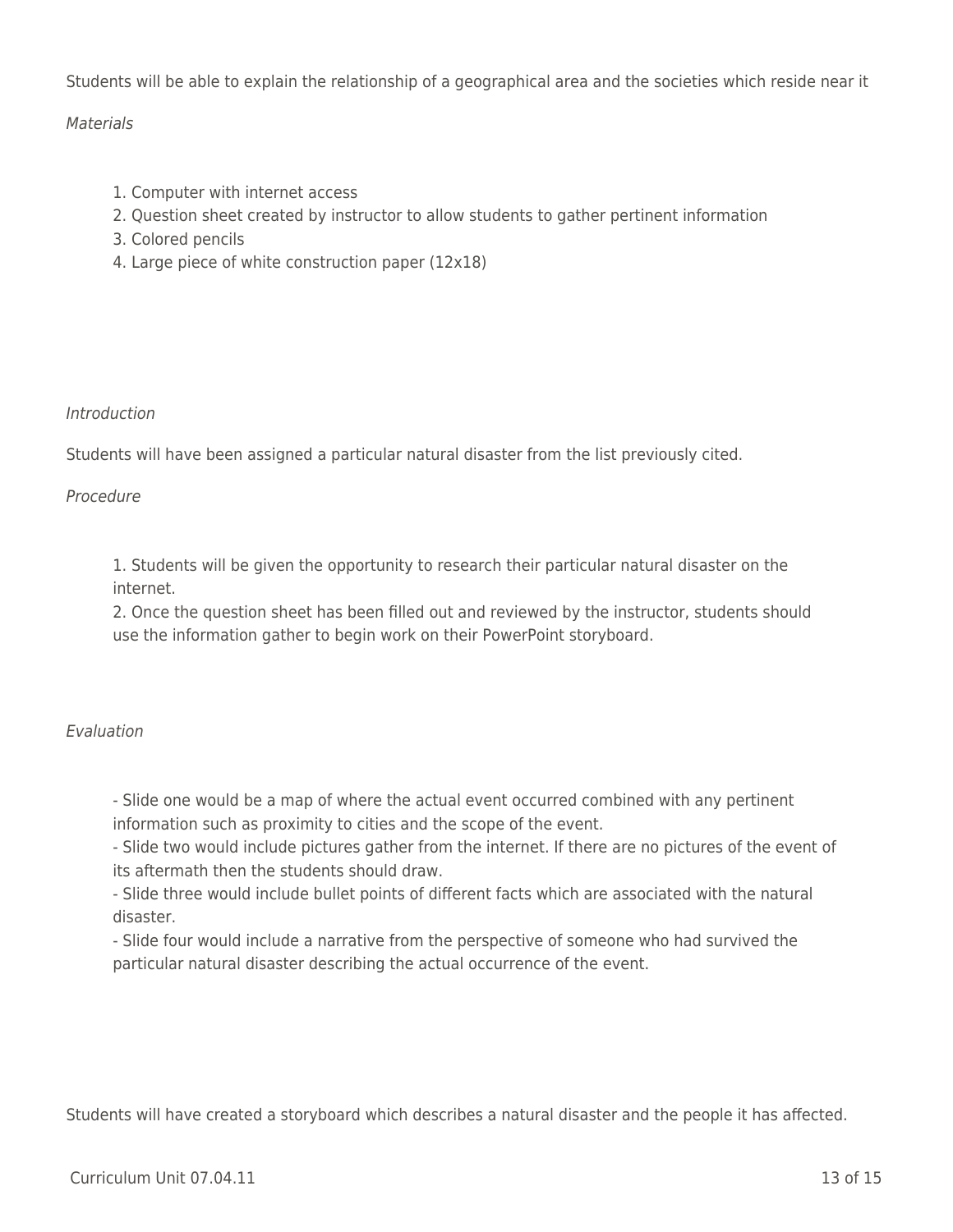Students will be able to explain the relationship of a geographical area and the societies which reside near it

*Materials*

1. Computer with internet access
2. Question sheet created by instructor to allow students to gather pertinent information
3. Colored pencils
4. Large piece of white construction paper (12x18)

*Introduction*

Students will have been assigned a particular natural disaster from the list previously cited.

*Procedure*

1. Students will be given the opportunity to research their particular natural disaster on the internet.
2. Once the question sheet has been filled out and reviewed by the instructor, students should use the information gather to begin work on their PowerPoint storyboard.

*Evaluation*

- Slide one would be a map of where the actual event occurred combined with any pertinent information such as proximity to cities and the scope of the event.
- Slide two would include pictures gather from the internet. If there are no pictures of the event of its aftermath then the students should draw.
- Slide three would include bullet points of different facts which are associated with the natural disaster.
- Slide four would include a narrative from the perspective of someone who had survived the particular natural disaster describing the actual occurrence of the event.

Students will have created a storyboard which describes a natural disaster and the people it has affected.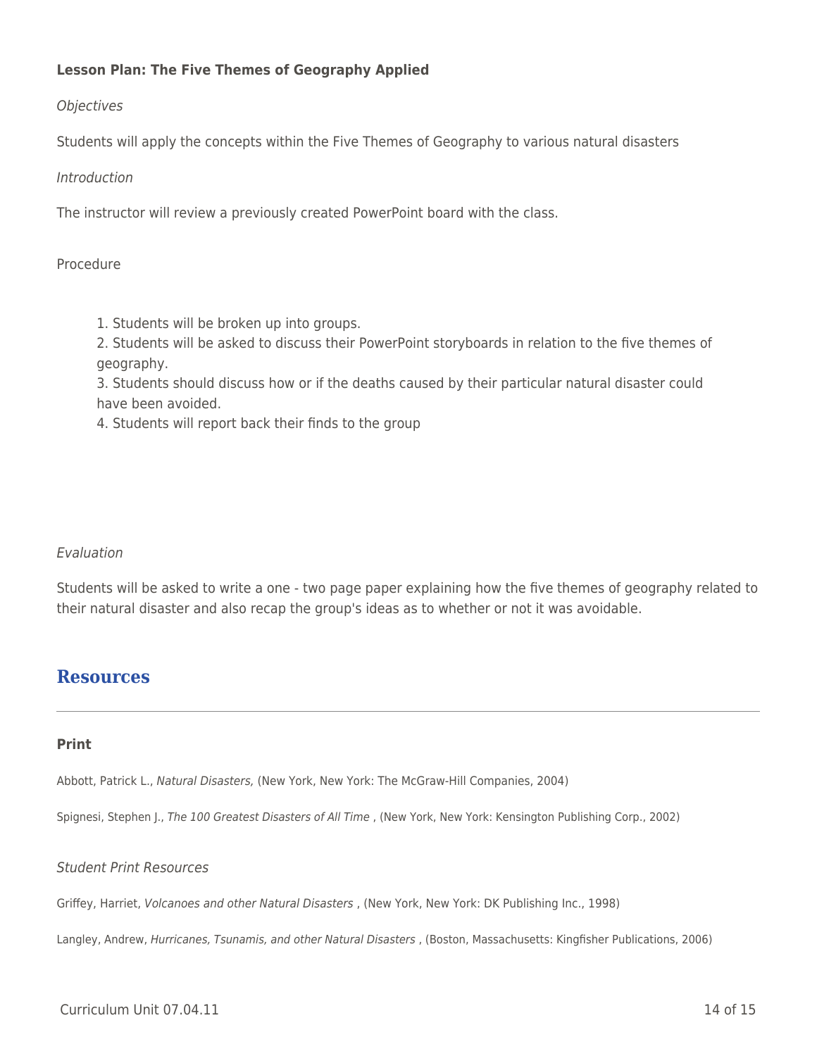**Lesson Plan: The Five Themes of Geography Applied**

*Objectives*

Students will apply the concepts within the Five Themes of Geography to various natural disasters

*Introduction*

The instructor will review a previously created PowerPoint board with the class.

Procedure

1. Students will be broken up into groups.
2. Students will be asked to discuss their PowerPoint storyboards in relation to the five themes of geography.
3. Students should discuss how or if the deaths caused by their particular natural disaster could have been avoided.
4. Students will report back their finds to the group

*Evaluation*

Students will be asked to write a one - two page paper explaining how the five themes of geography related to their natural disaster and also recap the group's ideas as to whether or not it was avoidable.

## Resources

### Print

Abbott, Patrick L., *Natural Disasters,* (New York, New York: The McGraw-Hill Companies, 2004)

Spignesi, Stephen J., *The 100 Greatest Disasters of All Time* , (New York, New York: Kensington Publishing Corp., 2002)

*Student Print Resources*

Griffey, Harriet, *Volcanoes and other Natural Disasters* , (New York, New York: DK Publishing Inc., 1998)

Langley, Andrew, *Hurricanes, Tsunamis, and other Natural Disasters* , (Boston, Massachusetts: Kingfisher Publications, 2006)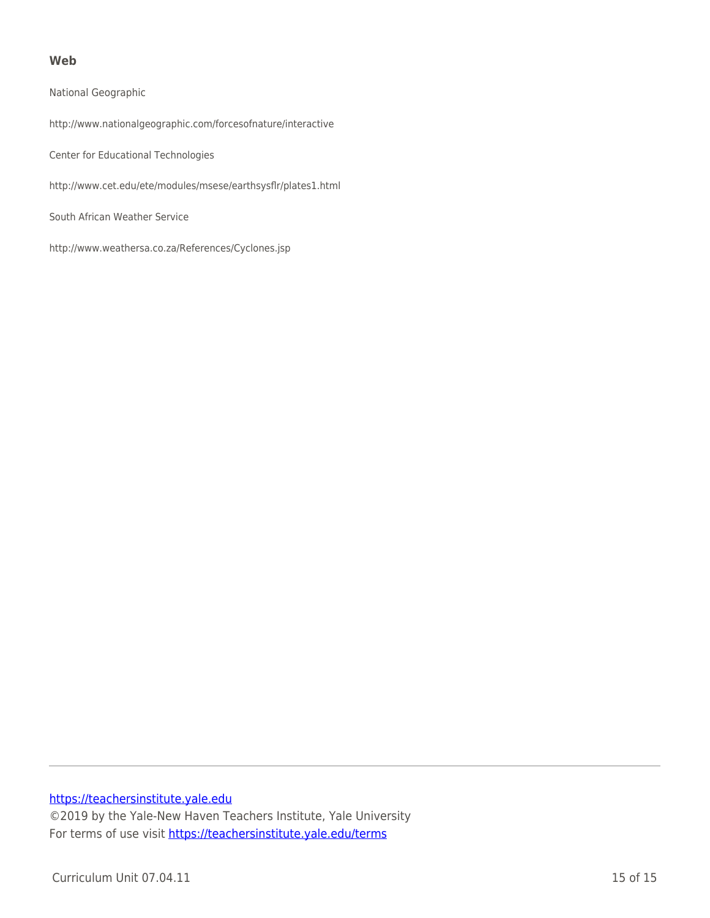### Web

National Geographic

http://www.nationalgeographic.com/forcesofnature/interactive

Center for Educational Technologies

http://www.cet.edu/ete/modules/msese/earthsysflr/plates1.html

South African Weather Service

http://www.weathersa.co.za/References/Cyclones.jsp